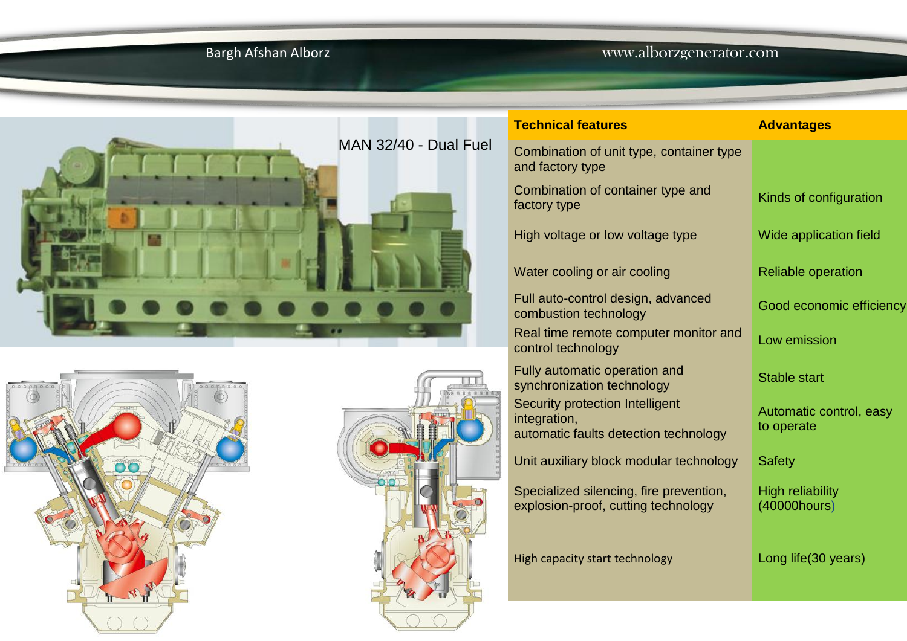MAN 32/40 - Dual Fuel

| Technical features | Advantages |
|---|---|
| Combination of unit type, container type and factory type | |
| Combination of container type and factory type | Kinds of configuration |
| High voltage or low voltage type | Wide application field |
| Water cooling or air cooling | Reliable operation |
| Full auto-control design, advanced combustion technology | Good economic efficiency |
| Real time remote computer monitor and control technology | Low emission |
| Fully automatic operation and synchronization technology | Stable start |
| Security protection Intelligent integration, automatic faults detection technology | Automatic control, easy to operate |
| Unit auxiliary block modular technology | Safety |
| Specialized silencing, fire prevention, explosion-proof, cutting technology | High reliability (40000hours) |
| High capacity start technology | Long life(30 years) |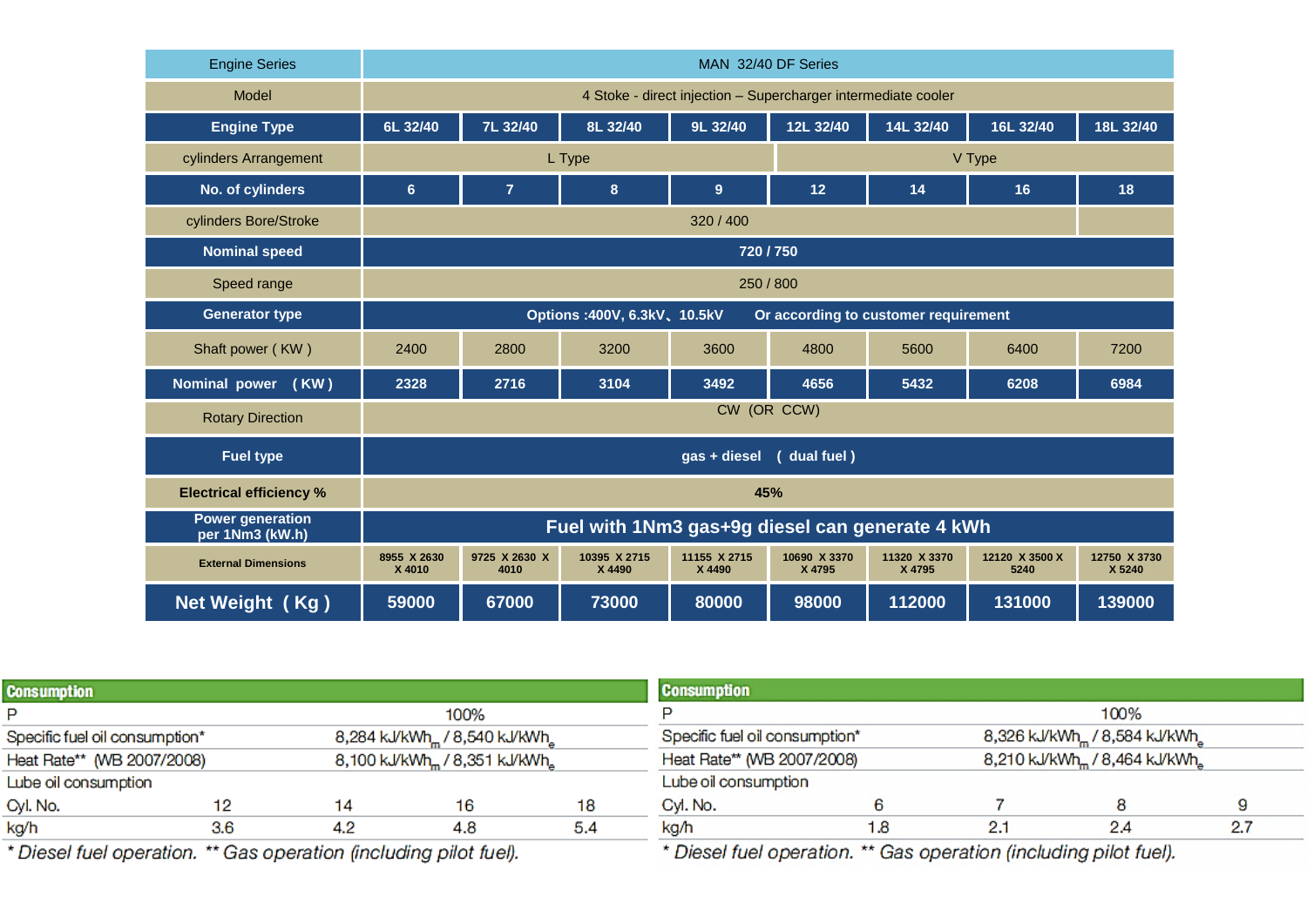| Engine Series | MAN 32/40 DF Series | | | | | | | |
|---|---|---|---|---|---|---|---|---|
| Model | 4 Stoke - direct injection – Supercharger intermediate cooler | | | | | | | |
| **Engine Type** | **6L 32/40** | **7L 32/40** | **8L 32/40** | **9L 32/40** | **12L 32/40** | **14L 32/40** | **16L 32/40** | **18L 32/40** |
| cylinders Arrangement | L Type | | | | V Type | | | |
| **No. of cylinders** | **6** | **7** | **8** | **9** | **12** | **14** | **16** | **18** |
| cylinders Bore/Stroke | 320 / 400 | | | | | | | |
| **Nominal speed** | **720 / 750** | | | | | | | |
| Speed range | 250 / 800 | | | | | | | |
| **Generator type** | **Options :400V, 6.3kV、10.5kV Or according to customer requirement** | | | | | | | |
| Shaft power ( KW ) | 2400 | 2800 | 3200 | 3600 | 4800 | 5600 | 6400 | 7200 |
| **Nominal power ( KW )** | **2328** | **2716** | **3104** | **3492** | **4656** | **5432** | **6208** | **6984** |
| Rotary Direction | CW (OR CCW) | | | | | | | |
| **Fuel type** | **gas + diesel ( dual fuel )** | | | | | | | |
| **Electrical efficiency %** | **45%** | | | | | | | |
| **Power generation per 1Nm3 (kW.h)** | **Fuel with 1Nm3 gas+9g diesel can generate 4 kWh** | | | | | | | |
| **External Dimensions** | **8955 X 2630 X 4010** | **9725 X 2630 X 4010** | **10395 X 2715 X 4490** | **11155 X 2715 X 4490** | **10690 X 3370 X 4795** | **11320 X 3370 X 4795** | **12120 X 3500 X 5240** | **12750 X 3730 X 5240** |
| **Net Weight ( Kg )** | **59000** | **67000** | **73000** | **80000** | **98000** | **112000** | **131000** | **139000** |

**Consumption**

| P | 100% | | | |
|---|---|---|---|---|
| Specific fuel oil consumption* | 8,284 kJ/kWh$_m$ / 8,540 kJ/kWh$_e$ | | | |
| Heat Rate** (WB 2007/2008) | 8,100 kJ/kWh$_m$ / 8,351 kJ/kWh$_e$ | | | |
| Lube oil consumption | | | | |
| Cyl. No. | 12 | 14 | 16 | 18 |
| kg/h | 3.6 | 4.2 | 4.8 | 5.4 |

*\* Diesel fuel operation. \*\* Gas operation (including pilot fuel).*

**Consumption**

| P | 100% | | | |
|---|---|---|---|---|
| Specific fuel oil consumption* | 8,326 kJ/kWh$_m$ / 8,584 kJ/kWh$_e$ | | | |
| Heat Rate** (WB 2007/2008) | 8,210 kJ/kWh$_m$ / 8,464 kJ/kWh$_e$ | | | |
| Lube oil consumption | | | | |
| Cyl. No. | 6 | 7 | 8 | 9 |
| kg/h | 1.8 | 2.1 | 2.4 | 2.7 |

*\* Diesel fuel operation. \*\* Gas operation (including pilot fuel).*